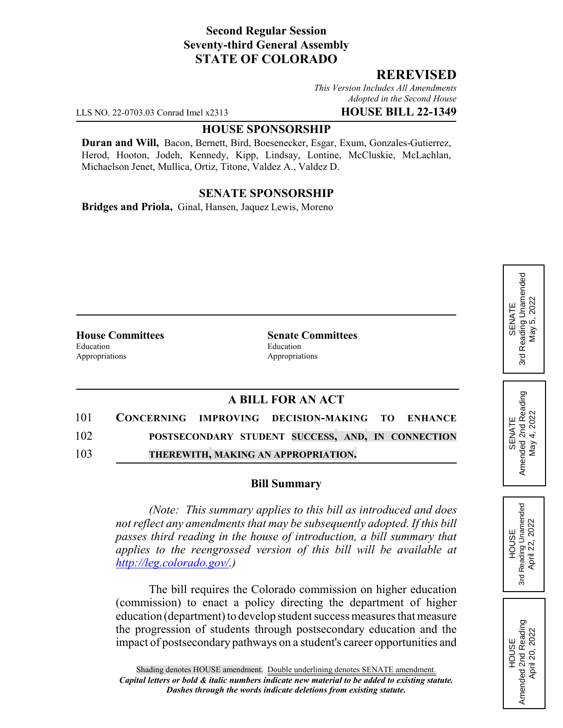**Second Regular Session**
**Seventy-third General Assembly**
**STATE OF COLORADO**

## REREVISED

*This Version Includes All Amendments Adopted in the Second House*

LLS NO. 22-0703.03 Conrad Imel x2313 **HOUSE BILL 22-1349**

### HOUSE SPONSORSHIP

**Duran and Will,** Bacon, Bernett, Bird, Boesenecker, Esgar, Exum, Gonzales-Gutierrez, Herod, Hooton, Jodeh, Kennedy, Kipp, Lindsay, Lontine, McCluskie, McLachlan, Michaelson Jenet, Mullica, Ortiz, Titone, Valdez A., Valdez D.

### SENATE SPONSORSHIP

**Bridges and Priola,** Ginal, Hansen, Jaquez Lewis, Moreno

SENATE 3rd Reading Unamended May 5, 2022

SENATE Amended 2nd Reading May 4, 2022

HOUSE 3rd Reading Unamended April 22, 2022

HOUSE Amended 2nd Reading April 20, 2022

| **House Committees** | **Senate Committees** |
|---|---|
| Education | Education |
| Appropriations | Appropriations |

### A BILL FOR AN ACT

101 **CONCERNING IMPROVING DECISION-MAKING TO ENHANCE**
102 **POSTSECONDARY STUDENT SUCCESS, AND, IN CONNECTION**
103 **THEREWITH, MAKING AN APPROPRIATION.**

### Bill Summary

*(Note: This summary applies to this bill as introduced and does not reflect any amendments that may be subsequently adopted. If this bill passes third reading in the house of introduction, a bill summary that applies to the reengrossed version of this bill will be available at http://leg.colorado.gov/.)*

The bill requires the Colorado commission on higher education (commission) to enact a policy directing the department of higher education (department) to develop student success measures that measure the progression of students through postsecondary education and the impact of postsecondary pathways on a student's career opportunities and

Shading denotes HOUSE amendment. Double underlining denotes SENATE amendment.
***Capital letters or bold & italic numbers indicate new material to be added to existing statute.***
***Dashes through the words indicate deletions from existing statute.***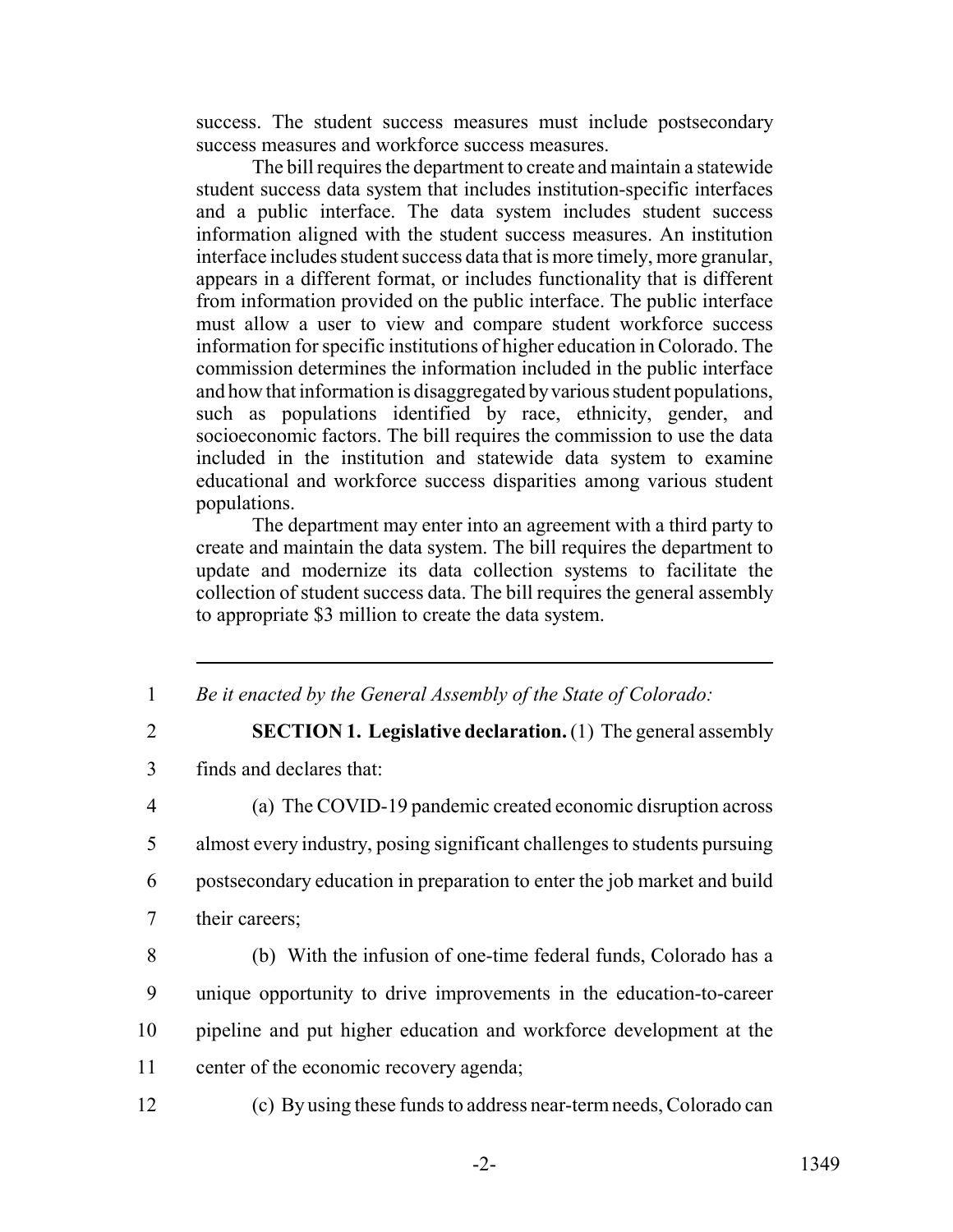success. The student success measures must include postsecondary success measures and workforce success measures.

The bill requires the department to create and maintain a statewide student success data system that includes institution-specific interfaces and a public interface. The data system includes student success information aligned with the student success measures. An institution interface includes student success data that is more timely, more granular, appears in a different format, or includes functionality that is different from information provided on the public interface. The public interface must allow a user to view and compare student workforce success information for specific institutions of higher education in Colorado. The commission determines the information included in the public interface and how that information is disaggregated by various student populations, such as populations identified by race, ethnicity, gender, and socioeconomic factors. The bill requires the commission to use the data included in the institution and statewide data system to examine educational and workforce success disparities among various student populations.

The department may enter into an agreement with a third party to create and maintain the data system. The bill requires the department to update and modernize its data collection systems to facilitate the collection of student success data. The bill requires the general assembly to appropriate $3 million to create the data system.

---

1 *Be it enacted by the General Assembly of the State of Colorado:*

2 **SECTION 1. Legislative declaration.** (1) The general assembly
3 finds and declares that:

4 (a) The COVID-19 pandemic created economic disruption across
5 almost every industry, posing significant challenges to students pursuing
6 postsecondary education in preparation to enter the job market and build
7 their careers;

8 (b) With the infusion of one-time federal funds, Colorado has a
9 unique opportunity to drive improvements in the education-to-career
10 pipeline and put higher education and workforce development at the
11 center of the economic recovery agenda;

12 (c) By using these funds to address near-term needs, Colorado can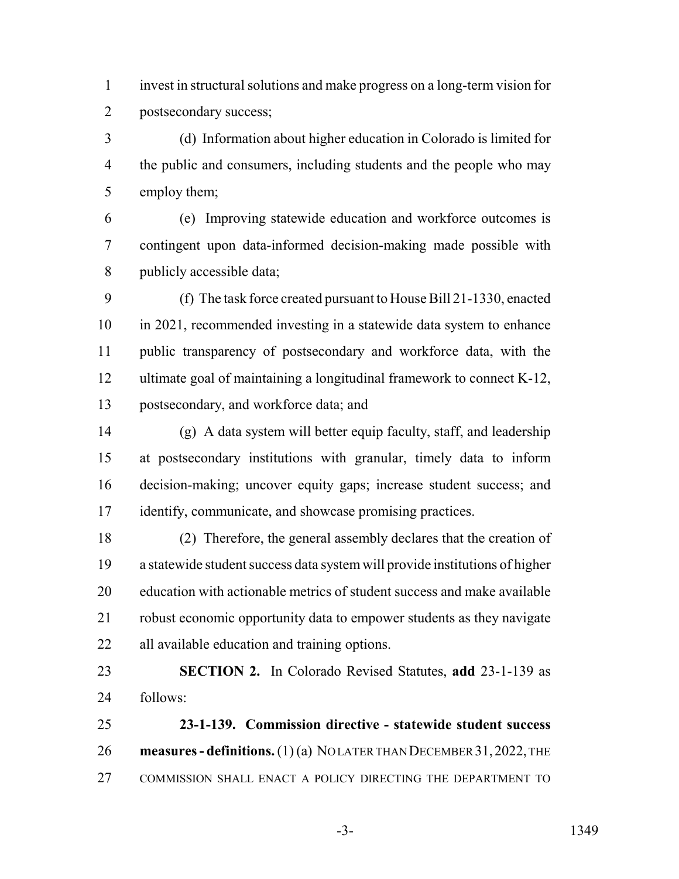invest in structural solutions and make progress on a long-term vision for postsecondary success;

(d) Information about higher education in Colorado is limited for the public and consumers, including students and the people who may employ them;

(e) Improving statewide education and workforce outcomes is contingent upon data-informed decision-making made possible with publicly accessible data;

(f) The task force created pursuant to House Bill 21-1330, enacted in 2021, recommended investing in a statewide data system to enhance public transparency of postsecondary and workforce data, with the ultimate goal of maintaining a longitudinal framework to connect K-12, postsecondary, and workforce data; and

(g) A data system will better equip faculty, staff, and leadership at postsecondary institutions with granular, timely data to inform decision-making; uncover equity gaps; increase student success; and identify, communicate, and showcase promising practices.

(2) Therefore, the general assembly declares that the creation of a statewide student success data system will provide institutions of higher education with actionable metrics of student success and make available robust economic opportunity data to empower students as they navigate all available education and training options.

**SECTION 2.** In Colorado Revised Statutes, **add** 23-1-139 as follows:

**23-1-139. Commission directive - statewide student success measures - definitions.** (1) (a) NO LATER THAN DECEMBER 31, 2022, THE COMMISSION SHALL ENACT A POLICY DIRECTING THE DEPARTMENT TO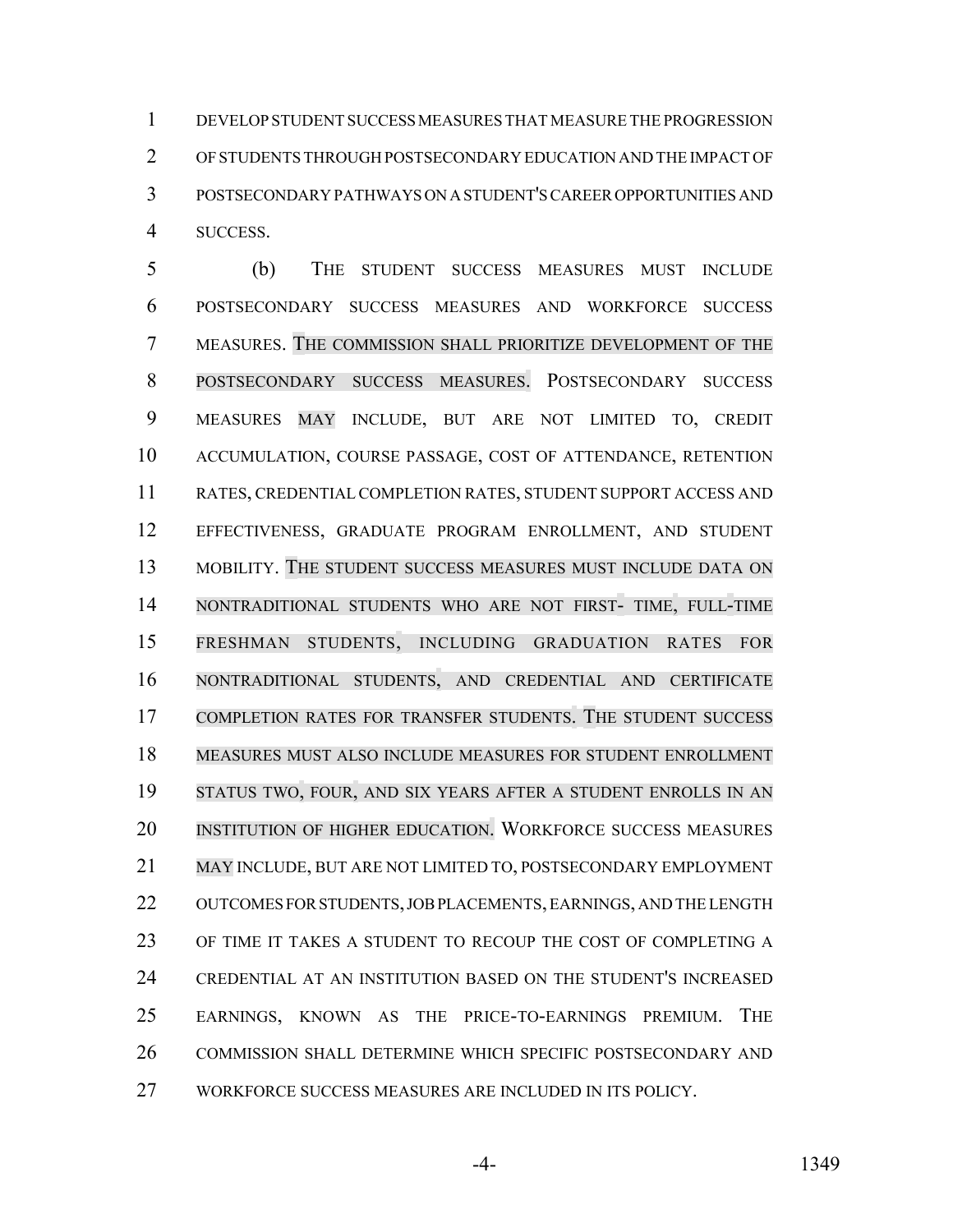DEVELOP STUDENT SUCCESS MEASURES THAT MEASURE THE PROGRESSION OF STUDENTS THROUGH POSTSECONDARY EDUCATION AND THE IMPACT OF POSTSECONDARY PATHWAYS ON A STUDENT'S CAREER OPPORTUNITIES AND SUCCESS.

(b) THE STUDENT SUCCESS MEASURES MUST INCLUDE POSTSECONDARY SUCCESS MEASURES AND WORKFORCE SUCCESS MEASURES. THE COMMISSION SHALL PRIORITIZE DEVELOPMENT OF THE POSTSECONDARY SUCCESS MEASURES. POSTSECONDARY SUCCESS MEASURES MAY INCLUDE, BUT ARE NOT LIMITED TO, CREDIT ACCUMULATION, COURSE PASSAGE, COST OF ATTENDANCE, RETENTION RATES, CREDENTIAL COMPLETION RATES, STUDENT SUPPORT ACCESS AND EFFECTIVENESS, GRADUATE PROGRAM ENROLLMENT, AND STUDENT MOBILITY. THE STUDENT SUCCESS MEASURES MUST INCLUDE DATA ON NONTRADITIONAL STUDENTS WHO ARE NOT FIRST- TIME, FULL-TIME FRESHMAN STUDENTS, INCLUDING GRADUATION RATES FOR NONTRADITIONAL STUDENTS, AND CREDENTIAL AND CERTIFICATE COMPLETION RATES FOR TRANSFER STUDENTS. THE STUDENT SUCCESS MEASURES MUST ALSO INCLUDE MEASURES FOR STUDENT ENROLLMENT STATUS TWO, FOUR, AND SIX YEARS AFTER A STUDENT ENROLLS IN AN INSTITUTION OF HIGHER EDUCATION. WORKFORCE SUCCESS MEASURES MAY INCLUDE, BUT ARE NOT LIMITED TO, POSTSECONDARY EMPLOYMENT OUTCOMES FOR STUDENTS, JOB PLACEMENTS, EARNINGS, AND THE LENGTH OF TIME IT TAKES A STUDENT TO RECOUP THE COST OF COMPLETING A CREDENTIAL AT AN INSTITUTION BASED ON THE STUDENT'S INCREASED EARNINGS, KNOWN AS THE PRICE-TO-EARNINGS PREMIUM. THE COMMISSION SHALL DETERMINE WHICH SPECIFIC POSTSECONDARY AND WORKFORCE SUCCESS MEASURES ARE INCLUDED IN ITS POLICY.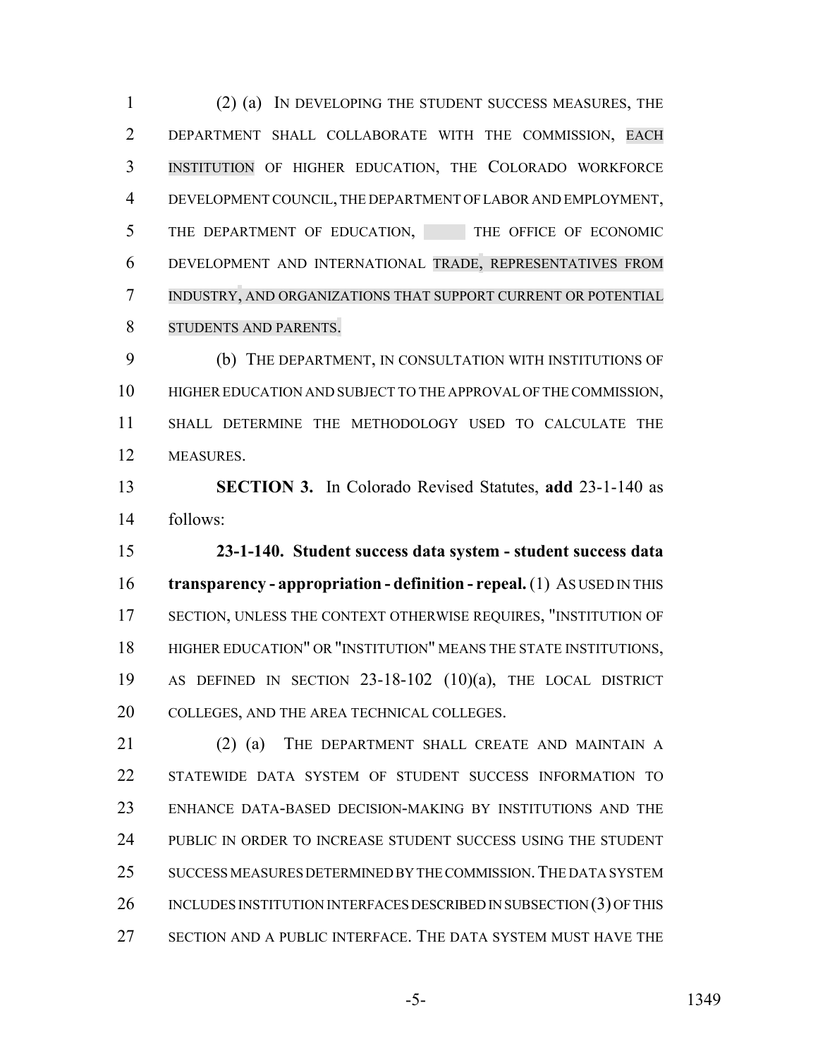(2) (a) IN DEVELOPING THE STUDENT SUCCESS MEASURES, THE DEPARTMENT SHALL COLLABORATE WITH THE COMMISSION, EACH INSTITUTION OF HIGHER EDUCATION, THE COLORADO WORKFORCE DEVELOPMENT COUNCIL, THE DEPARTMENT OF LABOR AND EMPLOYMENT, THE DEPARTMENT OF EDUCATION, THE OFFICE OF ECONOMIC DEVELOPMENT AND INTERNATIONAL TRADE, REPRESENTATIVES FROM INDUSTRY, AND ORGANIZATIONS THAT SUPPORT CURRENT OR POTENTIAL STUDENTS AND PARENTS.

(b) THE DEPARTMENT, IN CONSULTATION WITH INSTITUTIONS OF HIGHER EDUCATION AND SUBJECT TO THE APPROVAL OF THE COMMISSION, SHALL DETERMINE THE METHODOLOGY USED TO CALCULATE THE MEASURES.

**SECTION 3.** In Colorado Revised Statutes, **add** 23-1-140 as follows:

**23-1-140. Student success data system - student success data transparency - appropriation - definition - repeal.** (1) AS USED IN THIS SECTION, UNLESS THE CONTEXT OTHERWISE REQUIRES, "INSTITUTION OF HIGHER EDUCATION" OR "INSTITUTION" MEANS THE STATE INSTITUTIONS, AS DEFINED IN SECTION 23-18-102 (10)(a), THE LOCAL DISTRICT COLLEGES, AND THE AREA TECHNICAL COLLEGES.

(2) (a) THE DEPARTMENT SHALL CREATE AND MAINTAIN A STATEWIDE DATA SYSTEM OF STUDENT SUCCESS INFORMATION TO ENHANCE DATA-BASED DECISION-MAKING BY INSTITUTIONS AND THE PUBLIC IN ORDER TO INCREASE STUDENT SUCCESS USING THE STUDENT SUCCESS MEASURES DETERMINED BY THE COMMISSION. THE DATA SYSTEM INCLUDES INSTITUTION INTERFACES DESCRIBED IN SUBSECTION (3) OF THIS SECTION AND A PUBLIC INTERFACE. THE DATA SYSTEM MUST HAVE THE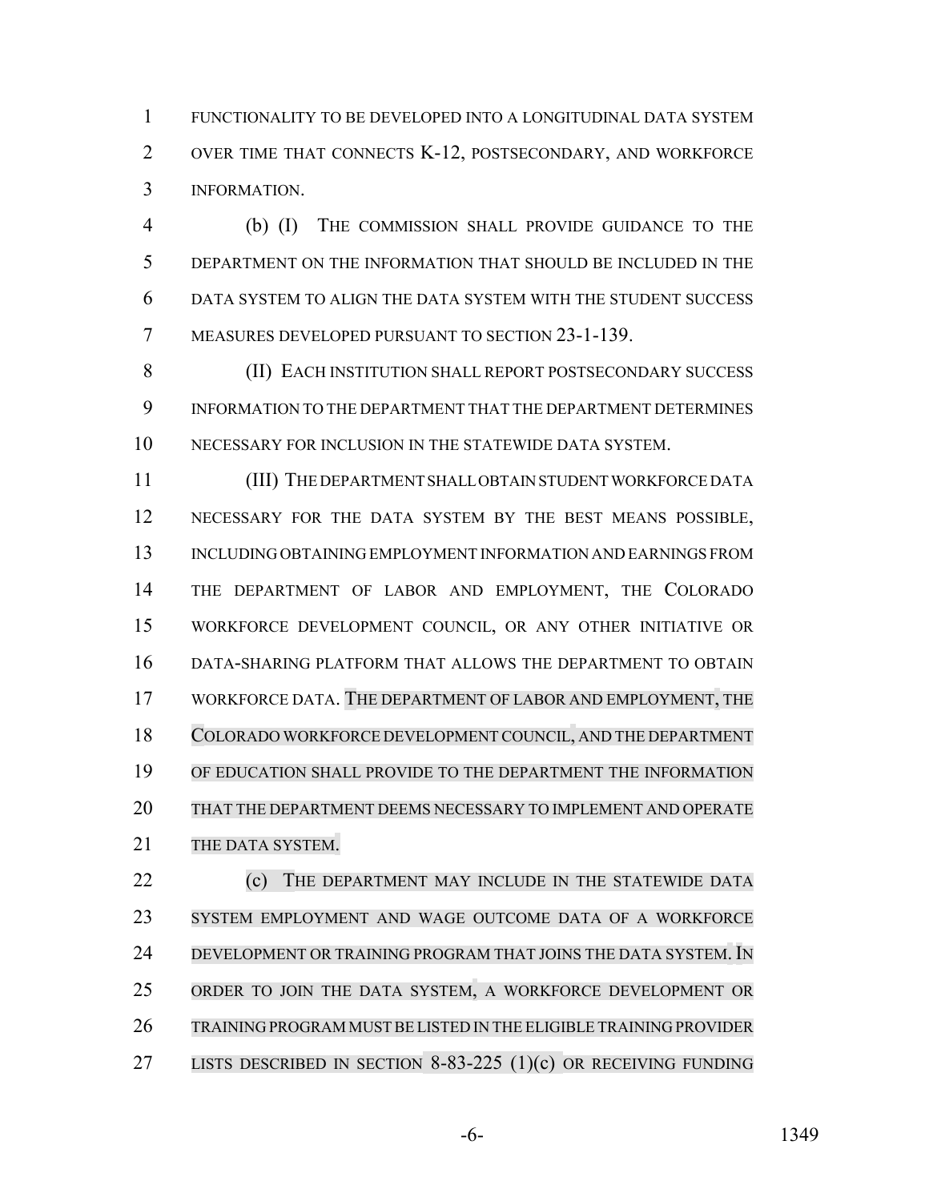FUNCTIONALITY TO BE DEVELOPED INTO A LONGITUDINAL DATA SYSTEM OVER TIME THAT CONNECTS K-12, POSTSECONDARY, AND WORKFORCE INFORMATION.

(b) (I) THE COMMISSION SHALL PROVIDE GUIDANCE TO THE DEPARTMENT ON THE INFORMATION THAT SHOULD BE INCLUDED IN THE DATA SYSTEM TO ALIGN THE DATA SYSTEM WITH THE STUDENT SUCCESS MEASURES DEVELOPED PURSUANT TO SECTION 23-1-139.

(II) EACH INSTITUTION SHALL REPORT POSTSECONDARY SUCCESS INFORMATION TO THE DEPARTMENT THAT THE DEPARTMENT DETERMINES NECESSARY FOR INCLUSION IN THE STATEWIDE DATA SYSTEM.

(III) THE DEPARTMENT SHALL OBTAIN STUDENT WORKFORCE DATA NECESSARY FOR THE DATA SYSTEM BY THE BEST MEANS POSSIBLE, INCLUDING OBTAINING EMPLOYMENT INFORMATION AND EARNINGS FROM THE DEPARTMENT OF LABOR AND EMPLOYMENT, THE COLORADO WORKFORCE DEVELOPMENT COUNCIL, OR ANY OTHER INITIATIVE OR DATA-SHARING PLATFORM THAT ALLOWS THE DEPARTMENT TO OBTAIN WORKFORCE DATA. THE DEPARTMENT OF LABOR AND EMPLOYMENT, THE COLORADO WORKFORCE DEVELOPMENT COUNCIL, AND THE DEPARTMENT OF EDUCATION SHALL PROVIDE TO THE DEPARTMENT THE INFORMATION THAT THE DEPARTMENT DEEMS NECESSARY TO IMPLEMENT AND OPERATE THE DATA SYSTEM.

(c) THE DEPARTMENT MAY INCLUDE IN THE STATEWIDE DATA SYSTEM EMPLOYMENT AND WAGE OUTCOME DATA OF A WORKFORCE DEVELOPMENT OR TRAINING PROGRAM THAT JOINS THE DATA SYSTEM. IN ORDER TO JOIN THE DATA SYSTEM, A WORKFORCE DEVELOPMENT OR TRAINING PROGRAM MUST BE LISTED IN THE ELIGIBLE TRAINING PROVIDER LISTS DESCRIBED IN SECTION 8-83-225 (1)(c) OR RECEIVING FUNDING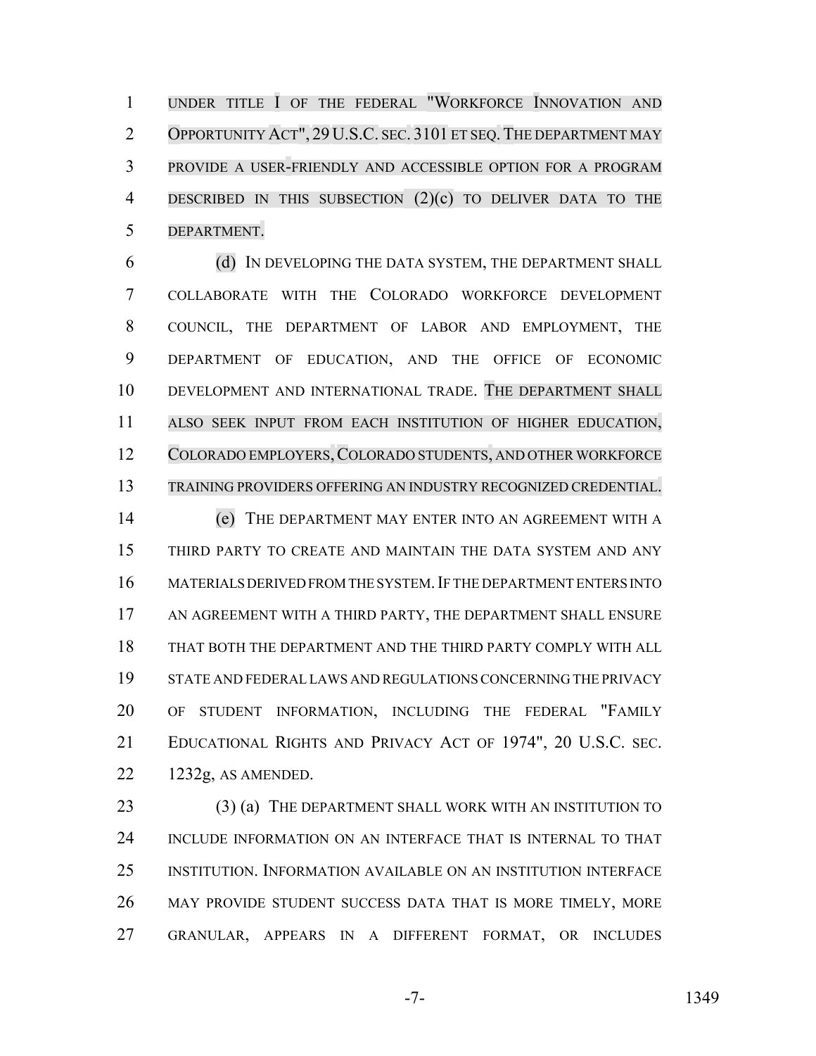UNDER TITLE I OF THE FEDERAL "WORKFORCE INNOVATION AND OPPORTUNITY ACT", 29 U.S.C. SEC. 3101 ET SEQ. THE DEPARTMENT MAY PROVIDE A USER-FRIENDLY AND ACCESSIBLE OPTION FOR A PROGRAM DESCRIBED IN THIS SUBSECTION (2)(c) TO DELIVER DATA TO THE DEPARTMENT.

(d) IN DEVELOPING THE DATA SYSTEM, THE DEPARTMENT SHALL COLLABORATE WITH THE COLORADO WORKFORCE DEVELOPMENT COUNCIL, THE DEPARTMENT OF LABOR AND EMPLOYMENT, THE DEPARTMENT OF EDUCATION, AND THE OFFICE OF ECONOMIC DEVELOPMENT AND INTERNATIONAL TRADE. THE DEPARTMENT SHALL ALSO SEEK INPUT FROM EACH INSTITUTION OF HIGHER EDUCATION, COLORADO EMPLOYERS, COLORADO STUDENTS, AND OTHER WORKFORCE TRAINING PROVIDERS OFFERING AN INDUSTRY RECOGNIZED CREDENTIAL.

(e) THE DEPARTMENT MAY ENTER INTO AN AGREEMENT WITH A THIRD PARTY TO CREATE AND MAINTAIN THE DATA SYSTEM AND ANY MATERIALS DERIVED FROM THE SYSTEM. IF THE DEPARTMENT ENTERS INTO AN AGREEMENT WITH A THIRD PARTY, THE DEPARTMENT SHALL ENSURE THAT BOTH THE DEPARTMENT AND THE THIRD PARTY COMPLY WITH ALL STATE AND FEDERAL LAWS AND REGULATIONS CONCERNING THE PRIVACY OF STUDENT INFORMATION, INCLUDING THE FEDERAL "FAMILY EDUCATIONAL RIGHTS AND PRIVACY ACT OF 1974", 20 U.S.C. SEC. 1232g, AS AMENDED.

(3) (a) THE DEPARTMENT SHALL WORK WITH AN INSTITUTION TO INCLUDE INFORMATION ON AN INTERFACE THAT IS INTERNAL TO THAT INSTITUTION. INFORMATION AVAILABLE ON AN INSTITUTION INTERFACE MAY PROVIDE STUDENT SUCCESS DATA THAT IS MORE TIMELY, MORE GRANULAR, APPEARS IN A DIFFERENT FORMAT, OR INCLUDES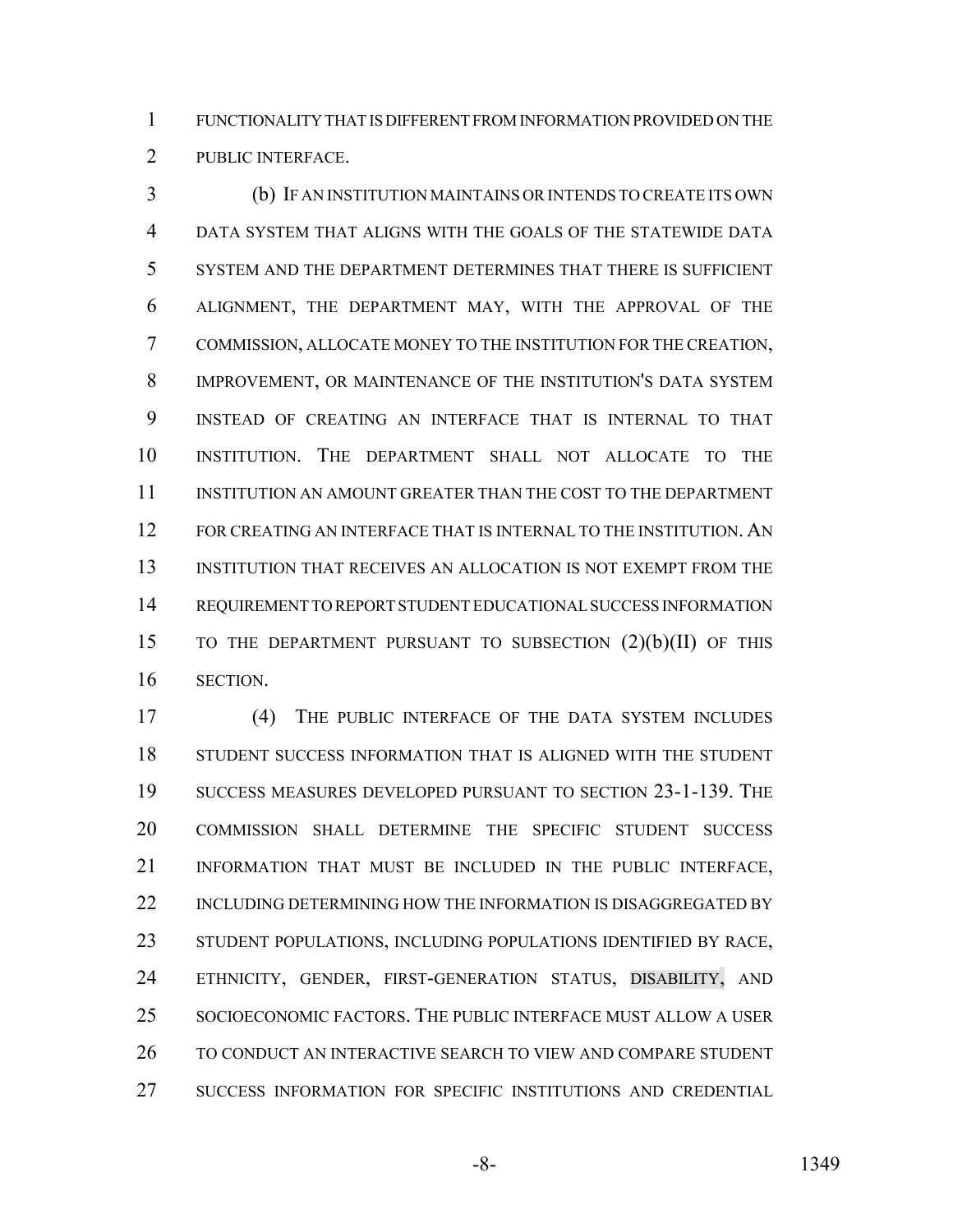FUNCTIONALITY THAT IS DIFFERENT FROM INFORMATION PROVIDED ON THE PUBLIC INTERFACE.

(b) IF AN INSTITUTION MAINTAINS OR INTENDS TO CREATE ITS OWN DATA SYSTEM THAT ALIGNS WITH THE GOALS OF THE STATEWIDE DATA SYSTEM AND THE DEPARTMENT DETERMINES THAT THERE IS SUFFICIENT ALIGNMENT, THE DEPARTMENT MAY, WITH THE APPROVAL OF THE COMMISSION, ALLOCATE MONEY TO THE INSTITUTION FOR THE CREATION, IMPROVEMENT, OR MAINTENANCE OF THE INSTITUTION'S DATA SYSTEM INSTEAD OF CREATING AN INTERFACE THAT IS INTERNAL TO THAT INSTITUTION. THE DEPARTMENT SHALL NOT ALLOCATE TO THE INSTITUTION AN AMOUNT GREATER THAN THE COST TO THE DEPARTMENT FOR CREATING AN INTERFACE THAT IS INTERNAL TO THE INSTITUTION. AN INSTITUTION THAT RECEIVES AN ALLOCATION IS NOT EXEMPT FROM THE REQUIREMENT TO REPORT STUDENT EDUCATIONAL SUCCESS INFORMATION TO THE DEPARTMENT PURSUANT TO SUBSECTION (2)(b)(II) OF THIS SECTION.

(4) THE PUBLIC INTERFACE OF THE DATA SYSTEM INCLUDES STUDENT SUCCESS INFORMATION THAT IS ALIGNED WITH THE STUDENT SUCCESS MEASURES DEVELOPED PURSUANT TO SECTION 23-1-139. THE COMMISSION SHALL DETERMINE THE SPECIFIC STUDENT SUCCESS INFORMATION THAT MUST BE INCLUDED IN THE PUBLIC INTERFACE, INCLUDING DETERMINING HOW THE INFORMATION IS DISAGGREGATED BY STUDENT POPULATIONS, INCLUDING POPULATIONS IDENTIFIED BY RACE, ETHNICITY, GENDER, FIRST-GENERATION STATUS, DISABILITY, AND SOCIOECONOMIC FACTORS. THE PUBLIC INTERFACE MUST ALLOW A USER TO CONDUCT AN INTERACTIVE SEARCH TO VIEW AND COMPARE STUDENT SUCCESS INFORMATION FOR SPECIFIC INSTITUTIONS AND CREDENTIAL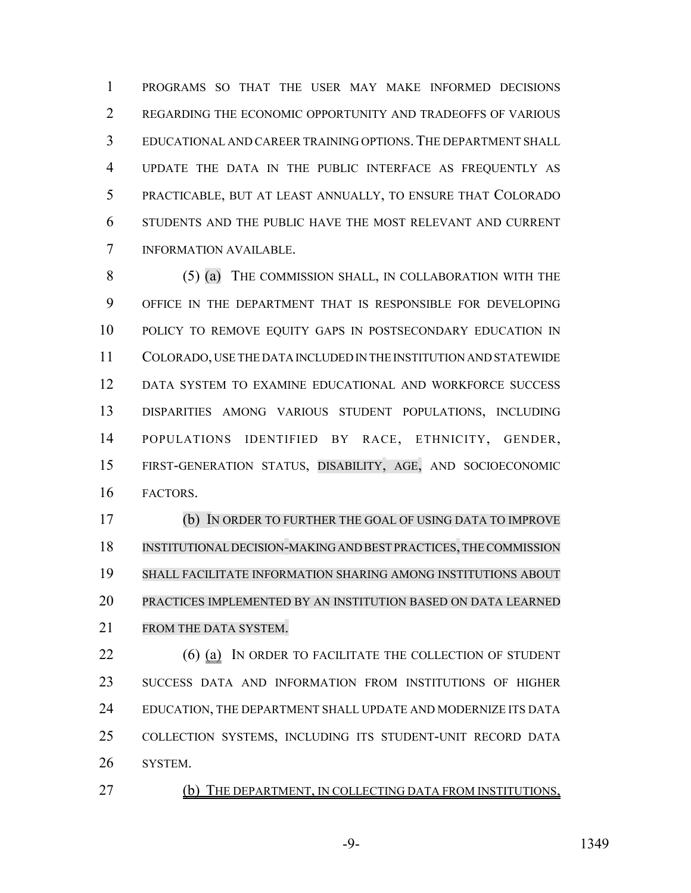PROGRAMS SO THAT THE USER MAY MAKE INFORMED DECISIONS REGARDING THE ECONOMIC OPPORTUNITY AND TRADEOFFS OF VARIOUS EDUCATIONAL AND CAREER TRAINING OPTIONS. THE DEPARTMENT SHALL UPDATE THE DATA IN THE PUBLIC INTERFACE AS FREQUENTLY AS PRACTICABLE, BUT AT LEAST ANNUALLY, TO ENSURE THAT COLORADO STUDENTS AND THE PUBLIC HAVE THE MOST RELEVANT AND CURRENT INFORMATION AVAILABLE.

(5) (a) THE COMMISSION SHALL, IN COLLABORATION WITH THE OFFICE IN THE DEPARTMENT THAT IS RESPONSIBLE FOR DEVELOPING POLICY TO REMOVE EQUITY GAPS IN POSTSECONDARY EDUCATION IN COLORADO, USE THE DATA INCLUDED IN THE INSTITUTION AND STATEWIDE DATA SYSTEM TO EXAMINE EDUCATIONAL AND WORKFORCE SUCCESS DISPARITIES AMONG VARIOUS STUDENT POPULATIONS, INCLUDING POPULATIONS IDENTIFIED BY RACE, ETHNICITY, GENDER, FIRST-GENERATION STATUS, DISABILITY, AGE, AND SOCIOECONOMIC FACTORS.

(b) IN ORDER TO FURTHER THE GOAL OF USING DATA TO IMPROVE INSTITUTIONAL DECISION-MAKING AND BEST PRACTICES, THE COMMISSION SHALL FACILITATE INFORMATION SHARING AMONG INSTITUTIONS ABOUT PRACTICES IMPLEMENTED BY AN INSTITUTION BASED ON DATA LEARNED FROM THE DATA SYSTEM.

(6) (a) IN ORDER TO FACILITATE THE COLLECTION OF STUDENT SUCCESS DATA AND INFORMATION FROM INSTITUTIONS OF HIGHER EDUCATION, THE DEPARTMENT SHALL UPDATE AND MODERNIZE ITS DATA COLLECTION SYSTEMS, INCLUDING ITS STUDENT-UNIT RECORD DATA SYSTEM.

(b) THE DEPARTMENT, IN COLLECTING DATA FROM INSTITUTIONS,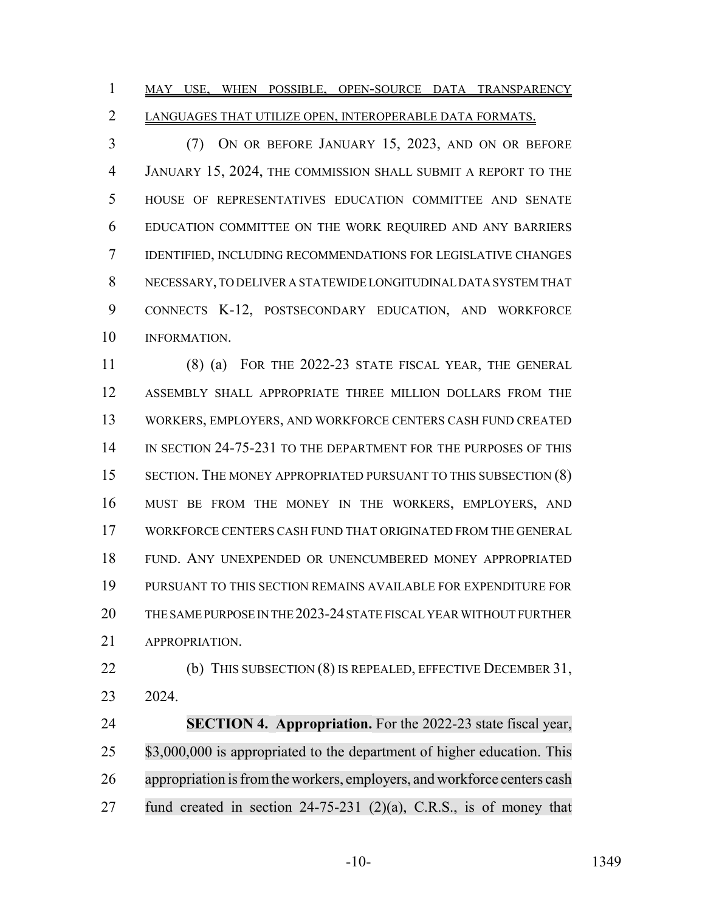MAY USE, WHEN POSSIBLE, OPEN-SOURCE DATA TRANSPARENCY LANGUAGES THAT UTILIZE OPEN, INTEROPERABLE DATA FORMATS.

(7) ON OR BEFORE JANUARY 15, 2023, AND ON OR BEFORE JANUARY 15, 2024, THE COMMISSION SHALL SUBMIT A REPORT TO THE HOUSE OF REPRESENTATIVES EDUCATION COMMITTEE AND SENATE EDUCATION COMMITTEE ON THE WORK REQUIRED AND ANY BARRIERS IDENTIFIED, INCLUDING RECOMMENDATIONS FOR LEGISLATIVE CHANGES NECESSARY, TO DELIVER A STATEWIDE LONGITUDINAL DATA SYSTEM THAT CONNECTS K-12, POSTSECONDARY EDUCATION, AND WORKFORCE INFORMATION.

(8) (a) FOR THE 2022-23 STATE FISCAL YEAR, THE GENERAL ASSEMBLY SHALL APPROPRIATE THREE MILLION DOLLARS FROM THE WORKERS, EMPLOYERS, AND WORKFORCE CENTERS CASH FUND CREATED IN SECTION 24-75-231 TO THE DEPARTMENT FOR THE PURPOSES OF THIS SECTION. THE MONEY APPROPRIATED PURSUANT TO THIS SUBSECTION (8) MUST BE FROM THE MONEY IN THE WORKERS, EMPLOYERS, AND WORKFORCE CENTERS CASH FUND THAT ORIGINATED FROM THE GENERAL FUND. ANY UNEXPENDED OR UNENCUMBERED MONEY APPROPRIATED PURSUANT TO THIS SECTION REMAINS AVAILABLE FOR EXPENDITURE FOR THE SAME PURPOSE IN THE 2023-24 STATE FISCAL YEAR WITHOUT FURTHER APPROPRIATION.

(b) THIS SUBSECTION (8) IS REPEALED, EFFECTIVE DECEMBER 31, 2024.

**SECTION 4. Appropriation.** For the 2022-23 state fiscal year, $3,000,000 is appropriated to the department of higher education. This appropriation is from the workers, employers, and workforce centers cash fund created in section 24-75-231 (2)(a), C.R.S., is of money that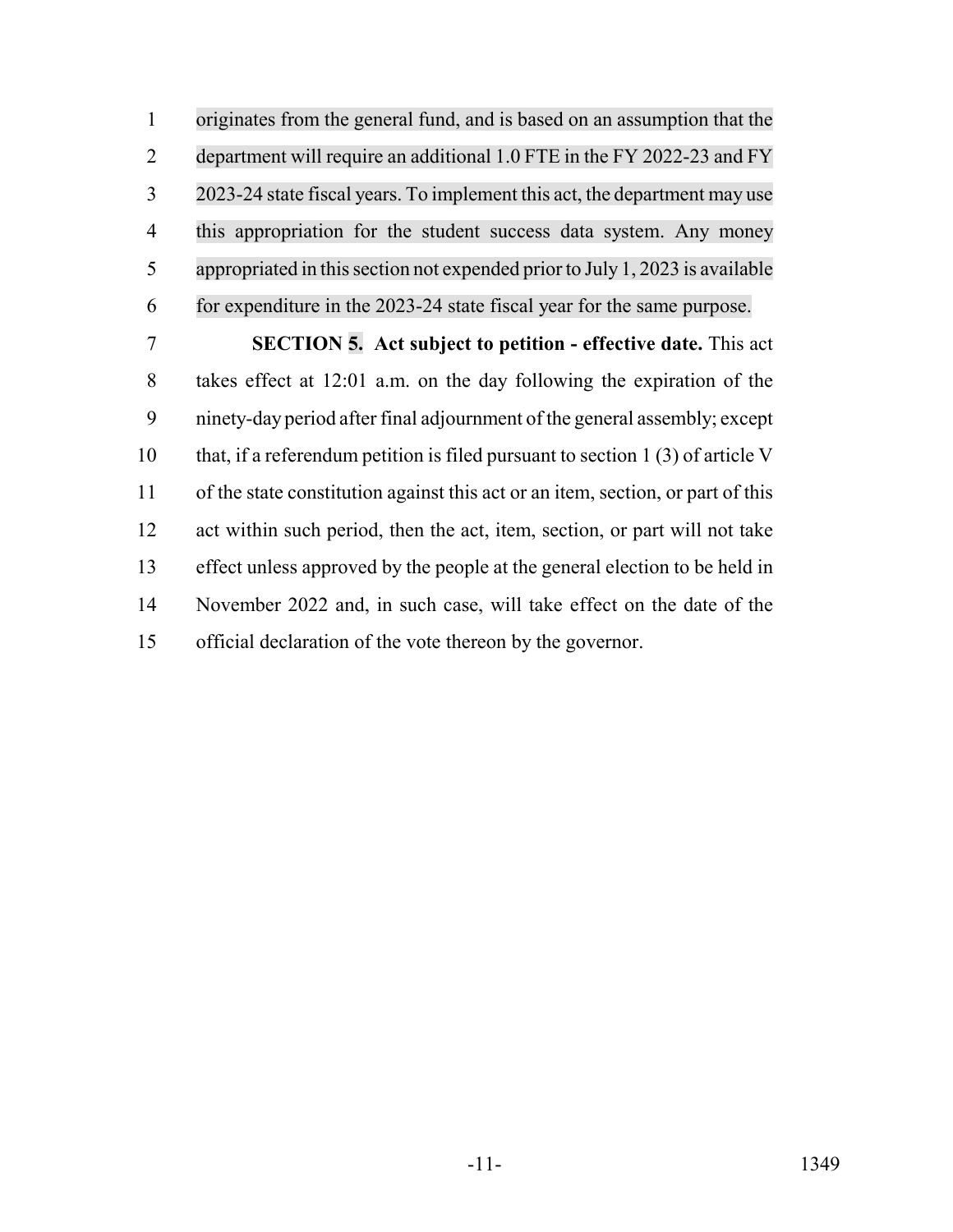originates from the general fund, and is based on an assumption that the department will require an additional 1.0 FTE in the FY 2022-23 and FY 2023-24 state fiscal years. To implement this act, the department may use this appropriation for the student success data system. Any money appropriated in this section not expended prior to July 1, 2023 is available for expenditure in the 2023-24 state fiscal year for the same purpose.

**SECTION 5. Act subject to petition - effective date.** This act takes effect at 12:01 a.m. on the day following the expiration of the ninety-day period after final adjournment of the general assembly; except that, if a referendum petition is filed pursuant to section 1 (3) of article V of the state constitution against this act or an item, section, or part of this act within such period, then the act, item, section, or part will not take effect unless approved by the people at the general election to be held in November 2022 and, in such case, will take effect on the date of the official declaration of the vote thereon by the governor.